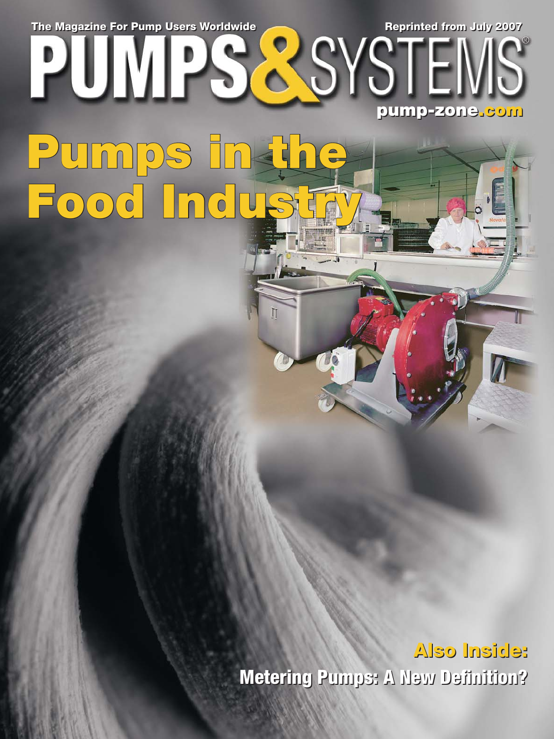The Magazine For Pump Users Worldwide

Reprinted from July 2007

# PUMPS & SYSTEMS

pump-zone.com

# Pumps in the Food Industry

## Also Inside:

Metering Pumps: A New Definition?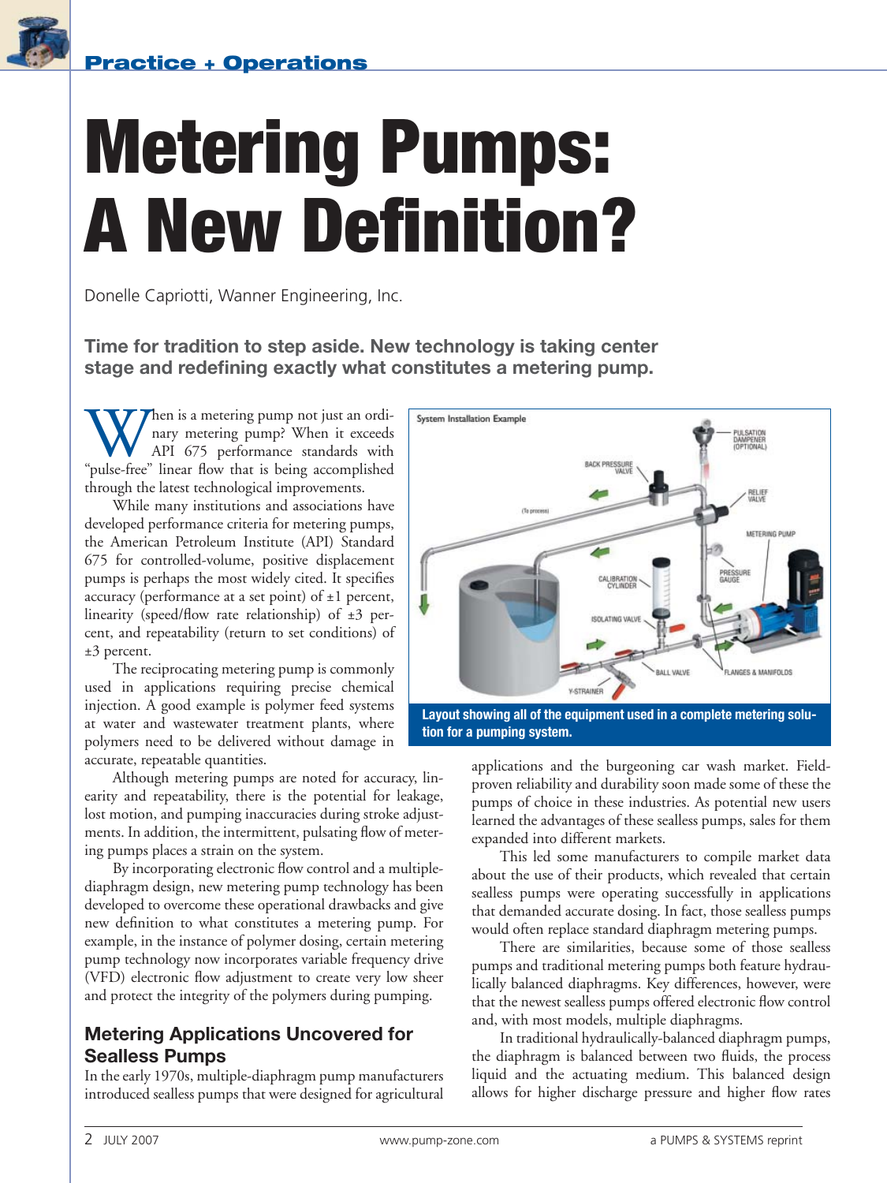Practice + Operations

# Metering Pumps: A New Definition?

Donelle Capriotti, Wanner Engineering, Inc.

**Time for tradition to step aside. New technology is taking center stage and redefining exactly what constitutes a metering pump.**

When is a metering pump not just an ordinary metering pump? When it exceeds API 675 performance standards with "pulse-free" linear flow that is being accomplished through the latest technological improvements.

While many institutions and associations have developed performance criteria for metering pumps, the American Petroleum Institute (API) Standard 675 for controlled-volume, positive displacement pumps is perhaps the most widely cited. It specifies accuracy (performance at a set point) of ±1 percent, linearity (speed/flow rate relationship) of ±3 percent, and repeatability (return to set conditions) of ±3 percent.

The reciprocating metering pump is commonly used in applications requiring precise chemical injection. A good example is polymer feed systems at water and wastewater treatment plants, where polymers need to be delivered without damage in accurate, repeatable quantities.

Although metering pumps are noted for accuracy, linearity and repeatability, there is the potential for leakage, lost motion, and pumping inaccuracies during stroke adjustments. In addition, the intermittent, pulsating flow of metering pumps places a strain on the system.

By incorporating electronic flow control and a multiple-diaphragm design, new metering pump technology has been developed to overcome these operational drawbacks and give new definition to what constitutes a metering pump. For example, in the instance of polymer dosing, certain metering pump technology now incorporates variable frequency drive (VFD) electronic flow adjustment to create very low sheer and protect the integrity of the polymers during pumping.

System Installation Example

Layout showing all of the equipment used in a complete metering solution for a pumping system.

## Metering Applications Uncovered for Sealless Pumps

In the early 1970s, multiple-diaphragm pump manufacturers introduced sealless pumps that were designed for agricultural applications and the burgeoning car wash market. Field-proven reliability and durability soon made some of these the pumps of choice in these industries. As potential new users learned the advantages of these sealless pumps, sales for them expanded into different markets.

This led some manufacturers to compile market data about the use of their products, which revealed that certain sealless pumps were operating successfully in applications that demanded accurate dosing. In fact, those sealless pumps would often replace standard diaphragm metering pumps.

There are similarities, because some of those sealless pumps and traditional metering pumps both feature hydraulically balanced diaphragms. Key differences, however, were that the newest sealless pumps offered electronic flow control and, with most models, multiple diaphragms.

In traditional hydraulically-balanced diaphragm pumps, the diaphragm is balanced between two fluids, the process liquid and the actuating medium. This balanced design allows for higher discharge pressure and higher flow rates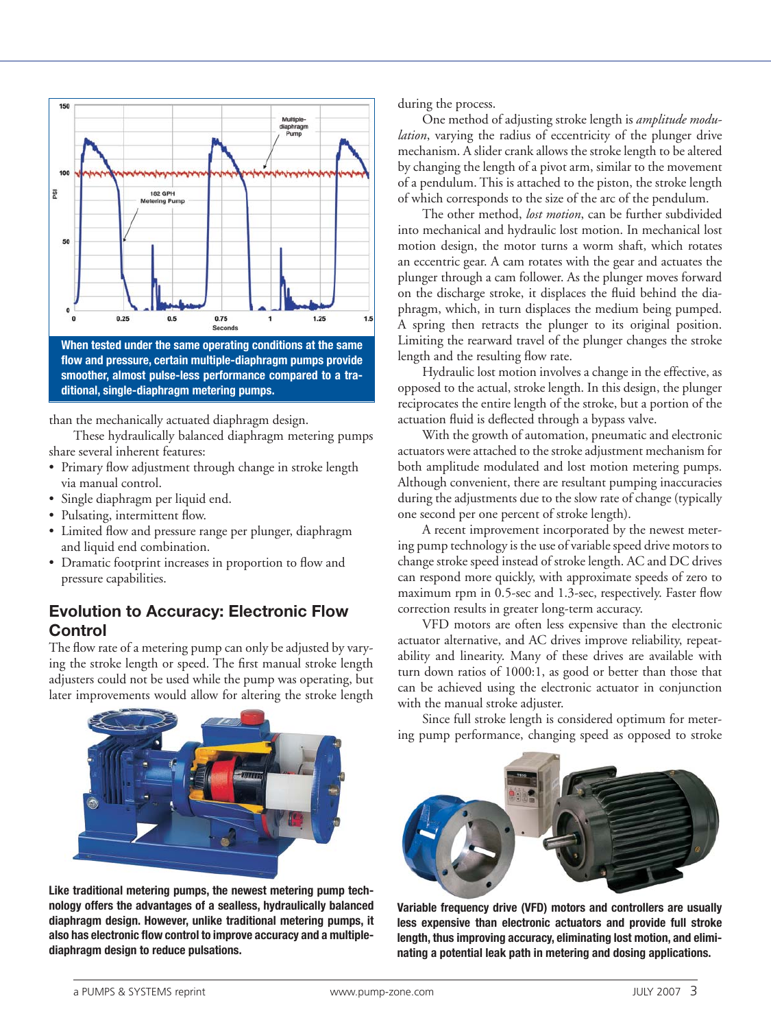When tested under the same operating conditions at the same flow and pressure, certain multiple-diaphragm pumps provide smoother, almost pulse-less performance compared to a traditional, single-diaphragm metering pumps.

than the mechanically actuated diaphragm design.

These hydraulically balanced diaphragm metering pumps share several inherent features:

- Primary flow adjustment through change in stroke length via manual control.
- Single diaphragm per liquid end.
- Pulsating, intermittent flow.
- Limited flow and pressure range per plunger, diaphragm and liquid end combination.
- Dramatic footprint increases in proportion to flow and pressure capabilities.

## Evolution to Accuracy: Electronic Flow Control

The flow rate of a metering pump can only be adjusted by varying the stroke length or speed. The first manual stroke length adjusters could not be used while the pump was operating, but later improvements would allow for altering the stroke length during the process.

One method of adjusting stroke length is *amplitude modulation*, varying the radius of eccentricity of the plunger drive mechanism. A slider crank allows the stroke length to be altered by changing the length of a pivot arm, similar to the movement of a pendulum. This is attached to the piston, the stroke length of which corresponds to the size of the arc of the pendulum.

The other method, *lost motion*, can be further subdivided into mechanical and hydraulic lost motion. In mechanical lost motion design, the motor turns a worm shaft, which rotates an eccentric gear. A cam rotates with the gear and actuates the plunger through a cam follower. As the plunger moves forward on the discharge stroke, it displaces the fluid behind the diaphragm, which, in turn displaces the medium being pumped. A spring then retracts the plunger to its original position. Limiting the rearward travel of the plunger changes the stroke length and the resulting flow rate.

Hydraulic lost motion involves a change in the effective, as opposed to the actual, stroke length. In this design, the plunger reciprocates the entire length of the stroke, but a portion of the actuation fluid is deflected through a bypass valve.

With the growth of automation, pneumatic and electronic actuators were attached to the stroke adjustment mechanism for both amplitude modulated and lost motion metering pumps. Although convenient, there are resultant pumping inaccuracies during the adjustments due to the slow rate of change (typically one second per one percent of stroke length).

A recent improvement incorporated by the newest metering pump technology is the use of variable speed drive motors to change stroke speed instead of stroke length. AC and DC drives can respond more quickly, with approximate speeds of zero to maximum rpm in 0.5-sec and 1.3-sec, respectively. Faster flow correction results in greater long-term accuracy.

VFD motors are often less expensive than the electronic actuator alternative, and AC drives improve reliability, repeatability and linearity. Many of these drives are available with turn down ratios of 1000:1, as good or better than those that can be achieved using the electronic actuator in conjunction with the manual stroke adjuster.

Since full stroke length is considered optimum for metering pump performance, changing speed as opposed to stroke

Like traditional metering pumps, the newest metering pump technology offers the advantages of a sealless, hydraulically balanced diaphragm design. However, unlike traditional metering pumps, it also has electronic flow control to improve accuracy and a multiple-diaphragm design to reduce pulsations.

Variable frequency drive (VFD) motors and controllers are usually less expensive than electronic actuators and provide full stroke length, thus improving accuracy, eliminating lost motion, and eliminating a potential leak path in metering and dosing applications.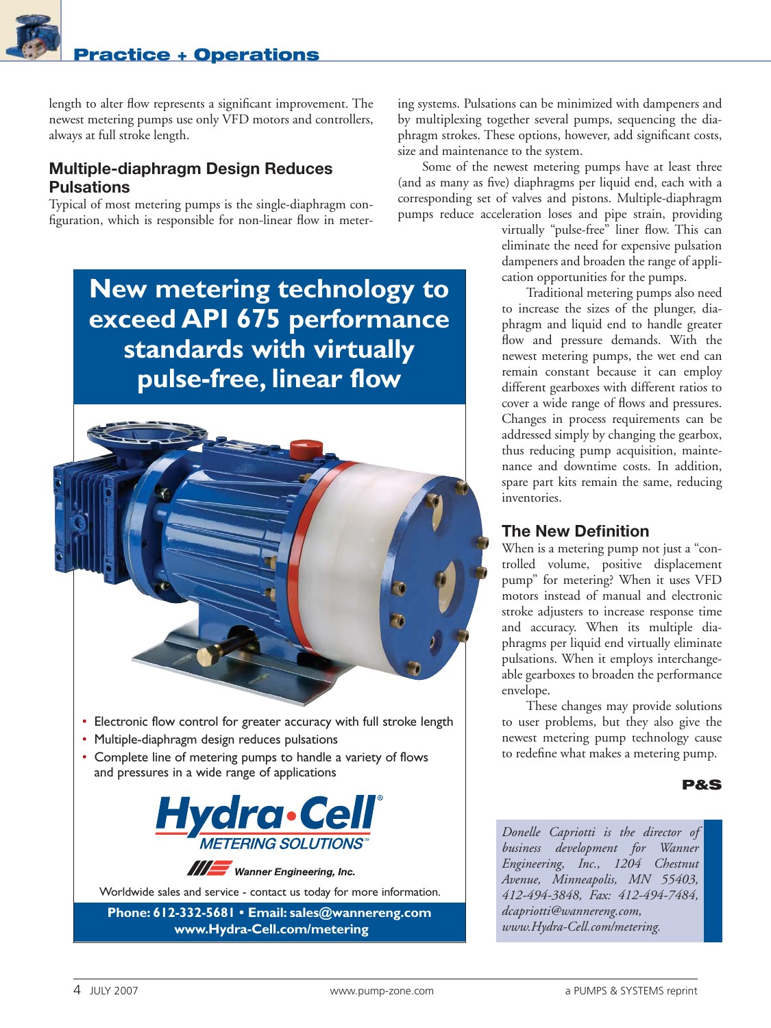length to alter flow represents a significant improvement. The newest metering pumps use only VFD motors and controllers, always at full stroke length.

## Multiple-diaphragm Design Reduces Pulsations

Typical of most metering pumps is the single-diaphragm configuration, which is responsible for non-linear flow in metering systems. Pulsations can be minimized with dampeners and by multiplexing together several pumps, sequencing the diaphragm strokes. These options, however, add significant costs, size and maintenance to the system.

Some of the newest metering pumps have at least three (and as many as five) diaphragms per liquid end, each with a corresponding set of valves and pistons. Multiple-diaphragm pumps reduce acceleration loses and pipe strain, providing virtually "pulse-free" liner flow. This can eliminate the need for expensive pulsation dampeners and broaden the range of application opportunities for the pumps.

Traditional metering pumps also need to increase the sizes of the plunger, diaphragm and liquid end to handle greater flow and pressure demands. With the newest metering pumps, the wet end can remain constant because it can employ different gearboxes with different ratios to cover a wide range of flows and pressures. Changes in process requirements can be addressed simply by changing the gearbox, thus reducing pump acquisition, maintenance and downtime costs. In addition, spare part kits remain the same, reducing inventories.

## The New Definition

When is a metering pump not just a "controlled volume, positive displacement pump" for metering? When it uses VFD motors instead of manual and electronic stroke adjusters to increase response time and accuracy. When its multiple diaphragms per liquid end virtually eliminate pulsations. When it employs interchangeable gearboxes to broaden the performance envelope.

These changes may provide solutions to user problems, but they also give the newest metering pump technology cause to redefine what makes a metering pump.

**P&S**

*Donelle Capriotti is the director of business development for Wanner Engineering, Inc., 1204 Chestnut Avenue, Minneapolis, MN 55403, 412-494-3848, Fax: 412-494-7484, dcapriotti@wannereng.com, www.Hydra-Cell.com/metering.*

---

**New metering technology to exceed API 675 performance standards with virtually pulse-free, linear flow**

- Electronic flow control for greater accuracy with full stroke length
- Multiple-diaphragm design reduces pulsations
- Complete line of metering pumps to handle a variety of flows and pressures in a wide range of applications

Hydra-Cell® METERING SOLUTIONS™

Wanner Engineering, Inc.

Worldwide sales and service - contact us today for more information.

**Phone: 612-332-5681 • Email: sales@wannereng.com**
**www.Hydra-Cell.com/metering**